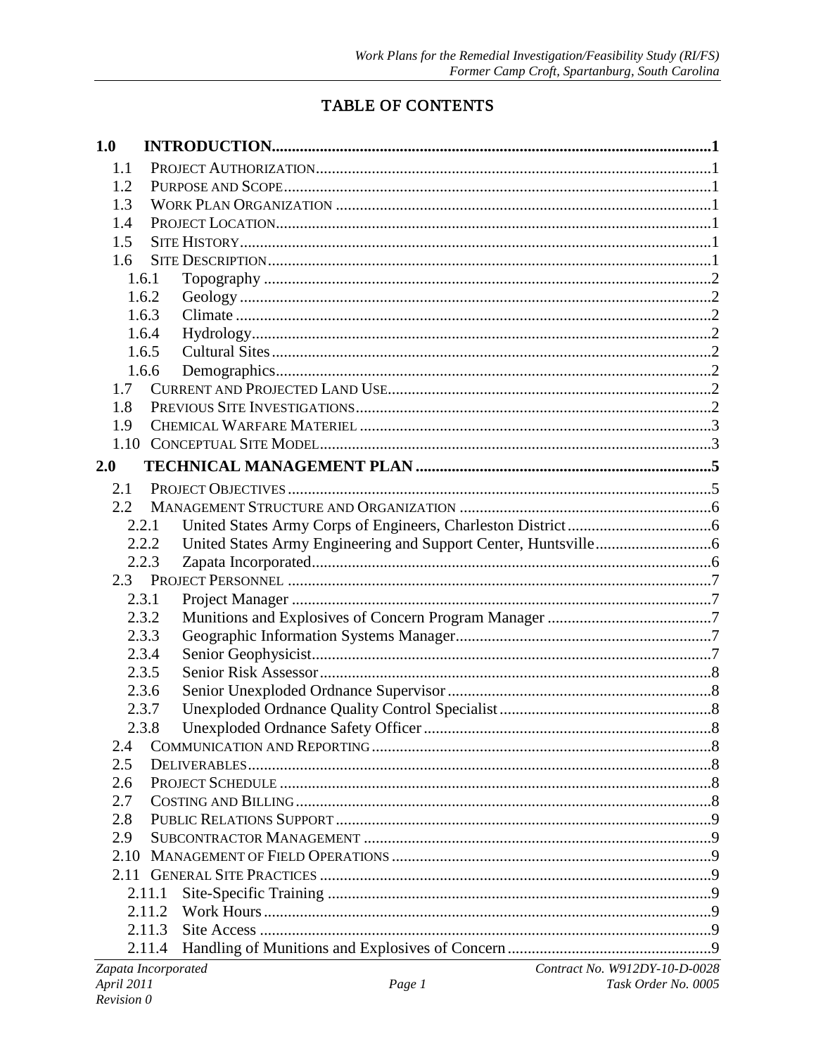# TABLE OF CONTENTS

**1.0 INTRODUCTION....1**

- 1.1 Project Authorization....1
- 1.2 Purpose and Scope....1
- 1.3 Work Plan Organization....1
- 1.4 Project Location....1
- 1.5 Site History....1
- 1.6 Site Description....1
  - 1.6.1 Topography....2
  - 1.6.2 Geology....2
  - 1.6.3 Climate....2
  - 1.6.4 Hydrology....2
  - 1.6.5 Cultural Sites....2
  - 1.6.6 Demographics....2
- 1.7 Current and Projected Land Use....2
- 1.8 Previous Site Investigations....2
- 1.9 Chemical Warfare Materiel....3
- 1.10 Conceptual Site Model....3

**2.0 TECHNICAL MANAGEMENT PLAN....5**

- 2.1 Project Objectives....5
- 2.2 Management Structure and Organization....6
  - 2.2.1 United States Army Corps of Engineers, Charleston District....6
  - 2.2.2 United States Army Engineering and Support Center, Huntsville....6
  - 2.2.3 Zapata Incorporated....6
- 2.3 Project Personnel....7
  - 2.3.1 Project Manager....7
  - 2.3.2 Munitions and Explosives of Concern Program Manager....7
  - 2.3.3 Geographic Information Systems Manager....7
  - 2.3.4 Senior Geophysicist....7
  - 2.3.5 Senior Risk Assessor....8
  - 2.3.6 Senior Unexploded Ordnance Supervisor....8
  - 2.3.7 Unexploded Ordnance Quality Control Specialist....8
  - 2.3.8 Unexploded Ordnance Safety Officer....8
- 2.4 Communication and Reporting....8
- 2.5 Deliverables....8
- 2.6 Project Schedule....8
- 2.7 Costing and Billing....8
- 2.8 Public Relations Support....9
- 2.9 Subcontractor Management....9
- 2.10 Management of Field Operations....9
- 2.11 General Site Practices....9
  - 2.11.1 Site-Specific Training....9
  - 2.11.2 Work Hours....9
  - 2.11.3 Site Access....9
  - 2.11.4 Handling of Munitions and Explosives of Concern....9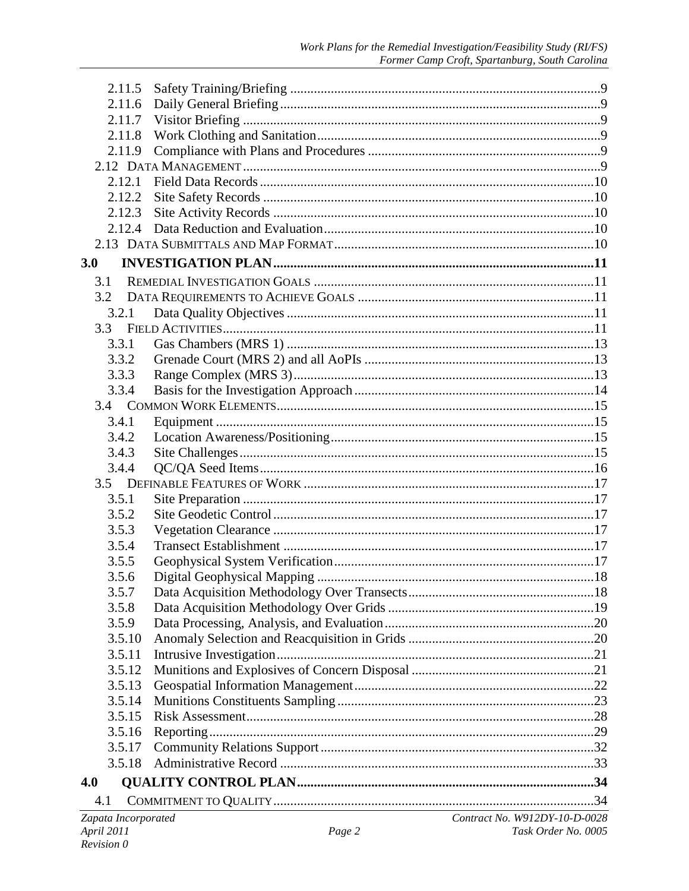2.11.5 Safety Training/Briefing ....................................................................................9
2.11.6 Daily General Briefing......................................................................................9
2.11.7 Visitor Briefing ..................................................................................................9
2.11.8 Work Clothing and Sanitation...........................................................................9
2.11.9 Compliance with Plans and Procedures ............................................................9
2.12 DATA MANAGEMENT................................................................................................9
2.12.1 Field Data Records ..........................................................................................10
2.12.2 Site Safety Records .........................................................................................10
2.12.3 Site Activity Records ......................................................................................10
2.12.4 Data Reduction and Evaluation.......................................................................10
2.13 DATA SUBMITTALS AND MAP FORMAT..................................................................10

**3.0 INVESTIGATION PLAN.......................................................................................11**

3.1 REMEDIAL INVESTIGATION GOALS ........................................................................11
3.2 DATA REQUIREMENTS TO ACHIEVE GOALS ...........................................................11
3.2.1 Data Quality Objectives ..................................................................................11
3.3 FIELD ACTIVITIES...................................................................................................11
3.3.1 Gas Chambers (MRS 1) ..................................................................................13
3.3.2 Grenade Court (MRS 2) and all AoPIs ...........................................................13
3.3.3 Range Complex (MRS 3)................................................................................13
3.3.4 Basis for the Investigation Approach ..............................................................14
3.4 COMMON WORK ELEMENTS...................................................................................15
3.4.1 Equipment .......................................................................................................15
3.4.2 Location Awareness/Positioning.....................................................................15
3.4.3 Site Challenges................................................................................................15
3.4.4 QC/QA Seed Items..........................................................................................16
3.5 DEFINABLE FEATURES OF WORK ...........................................................................17
3.5.1 Site Preparation ...............................................................................................17
3.5.2 Site Geodetic Control......................................................................................17
3.5.3 Vegetation Clearance ......................................................................................17
3.5.4 Transect Establishment ...................................................................................17
3.5.5 Geophysical System Verification....................................................................17
3.5.6 Digital Geophysical Mapping .........................................................................18
3.5.7 Data Acquisition Methodology Over Transects...............................................18
3.5.8 Data Acquisition Methodology Over Grids ....................................................19
3.5.9 Data Processing, Analysis, and Evaluation.....................................................20
3.5.10 Anomaly Selection and Reacquisition in Grids ..............................................20
3.5.11 Intrusive Investigation.....................................................................................21
3.5.12 Munitions and Explosives of Concern Disposal ..............................................21
3.5.13 Geospatial Information Management..............................................................22
3.5.14 Munitions Constituents Sampling ...................................................................23
3.5.15 Risk Assessment..............................................................................................28
3.5.16 Reporting.........................................................................................................29
3.5.17 Community Relations Support ........................................................................32
3.5.18 Administrative Record .....................................................................................33

**4.0 QUALITY CONTROL PLAN................................................................................34**

4.1 COMMITMENT TO QUALITY ......................................................................................34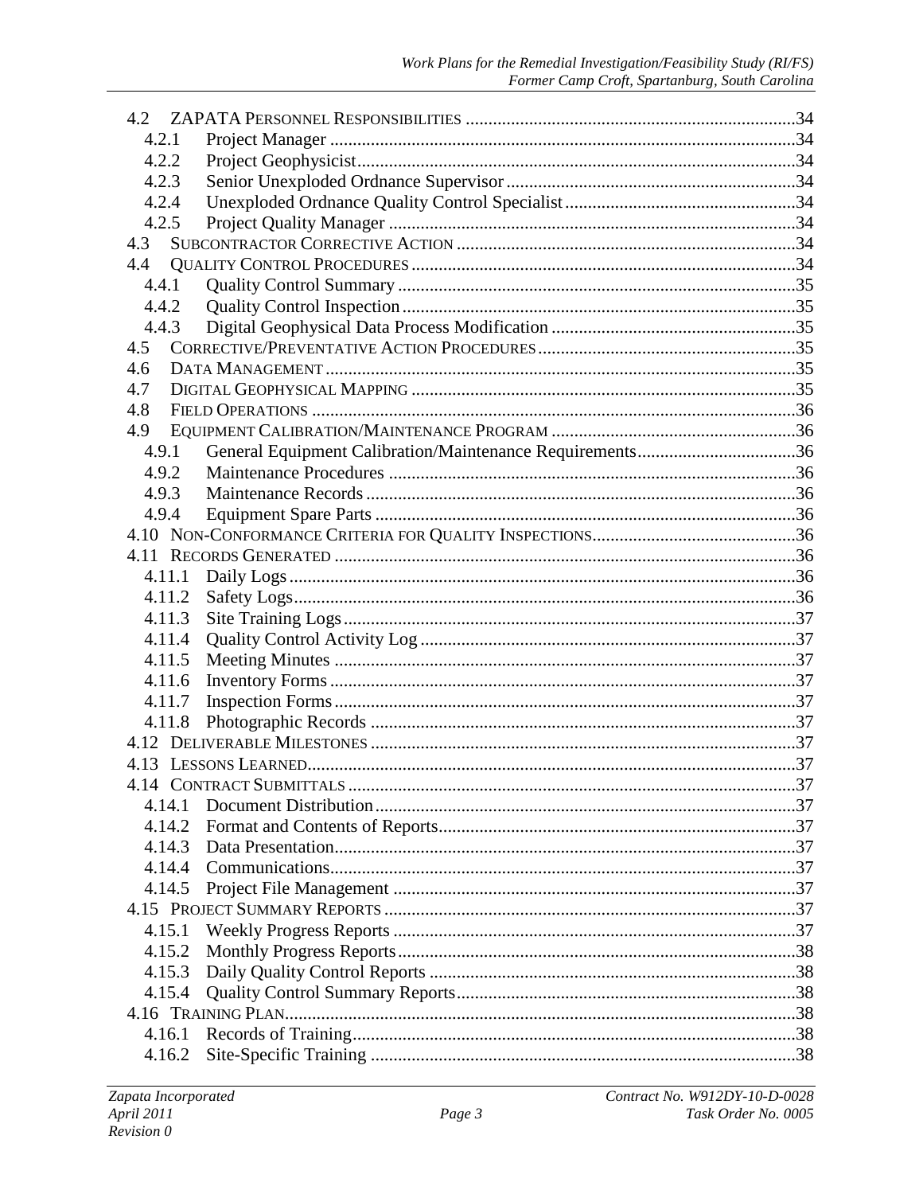4.2 ZAPATA PERSONNEL RESPONSIBILITIES ........................................................................34
4.2.1 Project Manager ......................................................................................................34
4.2.2 Project Geophysicist................................................................................................34
4.2.3 Senior Unexploded Ordnance Supervisor ...............................................................34
4.2.4 Unexploded Ordnance Quality Control Specialist ..................................................34
4.2.5 Project Quality Manager .........................................................................................34
4.3 SUBCONTRACTOR CORRECTIVE ACTION ..........................................................................34
4.4 QUALITY CONTROL PROCEDURES ....................................................................................34
4.4.1 Quality Control Summary .......................................................................................35
4.4.2 Quality Control Inspection ......................................................................................35
4.4.3 Digital Geophysical Data Process Modification .....................................................35
4.5 CORRECTIVE/PREVENTATIVE ACTION PROCEDURES ........................................................35
4.6 DATA MANAGEMENT ......................................................................................................35
4.7 DIGITAL GEOPHYSICAL MAPPING ....................................................................................35
4.8 FIELD OPERATIONS .........................................................................................................36
4.9 EQUIPMENT CALIBRATION/MAINTENANCE PROGRAM ......................................................36
4.9.1 General Equipment Calibration/Maintenance Requirements ..................................36
4.9.2 Maintenance Procedures .........................................................................................36
4.9.3 Maintenance Records ..............................................................................................36
4.9.4 Equipment Spare Parts ............................................................................................36
4.10 NON-CONFORMANCE CRITERIA FOR QUALITY INSPECTIONS ............................................36
4.11 RECORDS GENERATED ....................................................................................................36
4.11.1 Daily Logs ...............................................................................................................36
4.11.2 Safety Logs..............................................................................................................36
4.11.3 Site Training Logs ...................................................................................................37
4.11.4 Quality Control Activity Log ..................................................................................37
4.11.5 Meeting Minutes .....................................................................................................37
4.11.6 Inventory Forms ......................................................................................................37
4.11.7 Inspection Forms .....................................................................................................37
4.11.8 Photographic Records .............................................................................................37
4.12 DELIVERABLE MILESTONES .............................................................................................37
4.13 LESSONS LEARNED...........................................................................................................37
4.14 CONTRACT SUBMITTALS ..................................................................................................37
4.14.1 Document Distribution ............................................................................................37
4.14.2 Format and Contents of Reports..............................................................................37
4.14.3 Data Presentation.....................................................................................................37
4.14.4 Communications......................................................................................................37
4.14.5 Project File Management ........................................................................................37
4.15 PROJECT SUMMARY REPORTS ..........................................................................................37
4.15.1 Weekly Progress Reports ........................................................................................37
4.15.2 Monthly Progress Reports .......................................................................................38
4.15.3 Daily Quality Control Reports ................................................................................38
4.15.4 Quality Control Summary Reports ..........................................................................38
4.16 TRAINING PLAN................................................................................................................38
4.16.1 Records of Training .................................................................................................38
4.16.2 Site-Specific Training .............................................................................................38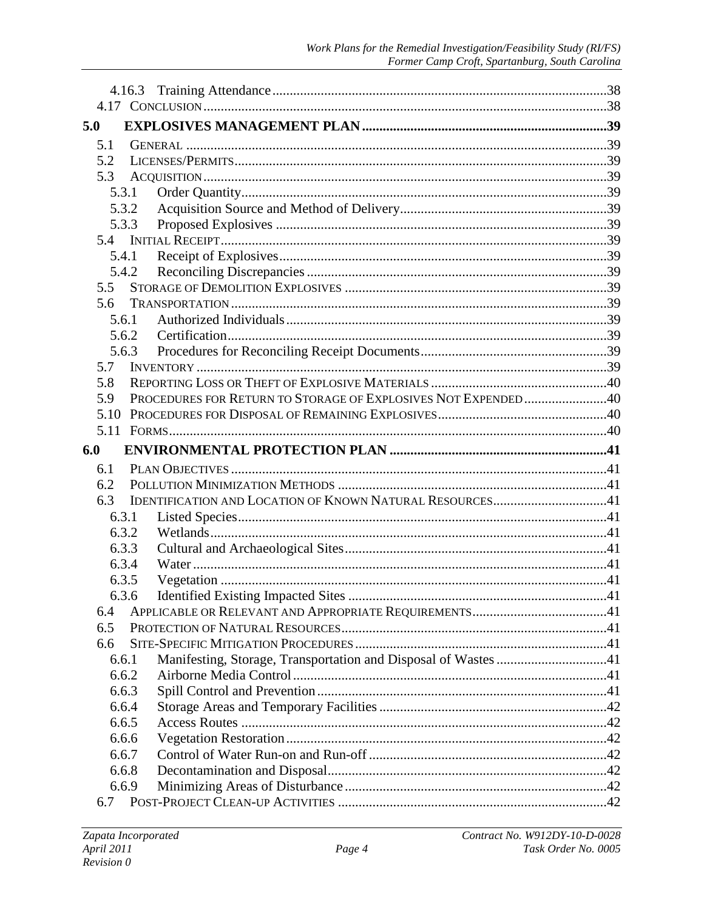4.16.3 Training Attendance ....................................................................................................38
4.17 Conclusion ....................................................................................................38

**5.0 EXPLOSIVES MANAGEMENT PLAN ....................................................................................................39**

5.1 General ....................................................................................................39
5.2 Licenses/Permits ....................................................................................................39
5.3 Acquisition ....................................................................................................39
5.3.1 Order Quantity ....................................................................................................39
5.3.2 Acquisition Source and Method of Delivery ....................................................................................................39
5.3.3 Proposed Explosives ....................................................................................................39
5.4 Initial Receipt ....................................................................................................39
5.4.1 Receipt of Explosives ....................................................................................................39
5.4.2 Reconciling Discrepancies ....................................................................................................39
5.5 Storage of Demolition Explosives ....................................................................................................39
5.6 Transportation ....................................................................................................39
5.6.1 Authorized Individuals ....................................................................................................39
5.6.2 Certification ....................................................................................................39
5.6.3 Procedures for Reconciling Receipt Documents ....................................................................................................39
5.7 Inventory ....................................................................................................39
5.8 Reporting Loss or Theft of Explosive Materials ....................................................................................................40
5.9 Procedures for Return to Storage of Explosives Not Expended ....................................................................................................40
5.10 Procedures for Disposal of Remaining Explosives ....................................................................................................40
5.11 Forms ....................................................................................................40

**6.0 ENVIRONMENTAL PROTECTION PLAN ....................................................................................................41**

6.1 Plan Objectives ....................................................................................................41
6.2 Pollution Minimization Methods ....................................................................................................41
6.3 Identification and Location of Known Natural Resources ....................................................................................................41
6.3.1 Listed Species ....................................................................................................41
6.3.2 Wetlands ....................................................................................................41
6.3.3 Cultural and Archaeological Sites ....................................................................................................41
6.3.4 Water ....................................................................................................41
6.3.5 Vegetation ....................................................................................................41
6.3.6 Identified Existing Impacted Sites ....................................................................................................41
6.4 Applicable or Relevant and Appropriate Requirements ....................................................................................................41
6.5 Protection of Natural Resources ....................................................................................................41
6.6 Site-Specific Mitigation Procedures ....................................................................................................41
6.6.1 Manifesting, Storage, Transportation and Disposal of Wastes ....................................................................................................41
6.6.2 Airborne Media Control ....................................................................................................41
6.6.3 Spill Control and Prevention ....................................................................................................41
6.6.4 Storage Areas and Temporary Facilities ....................................................................................................42
6.6.5 Access Routes ....................................................................................................42
6.6.6 Vegetation Restoration ....................................................................................................42
6.6.7 Control of Water Run-on and Run-off ....................................................................................................42
6.6.8 Decontamination and Disposal ....................................................................................................42
6.6.9 Minimizing Areas of Disturbance ....................................................................................................42
6.7 Post-Project Clean-up Activities ....................................................................................................42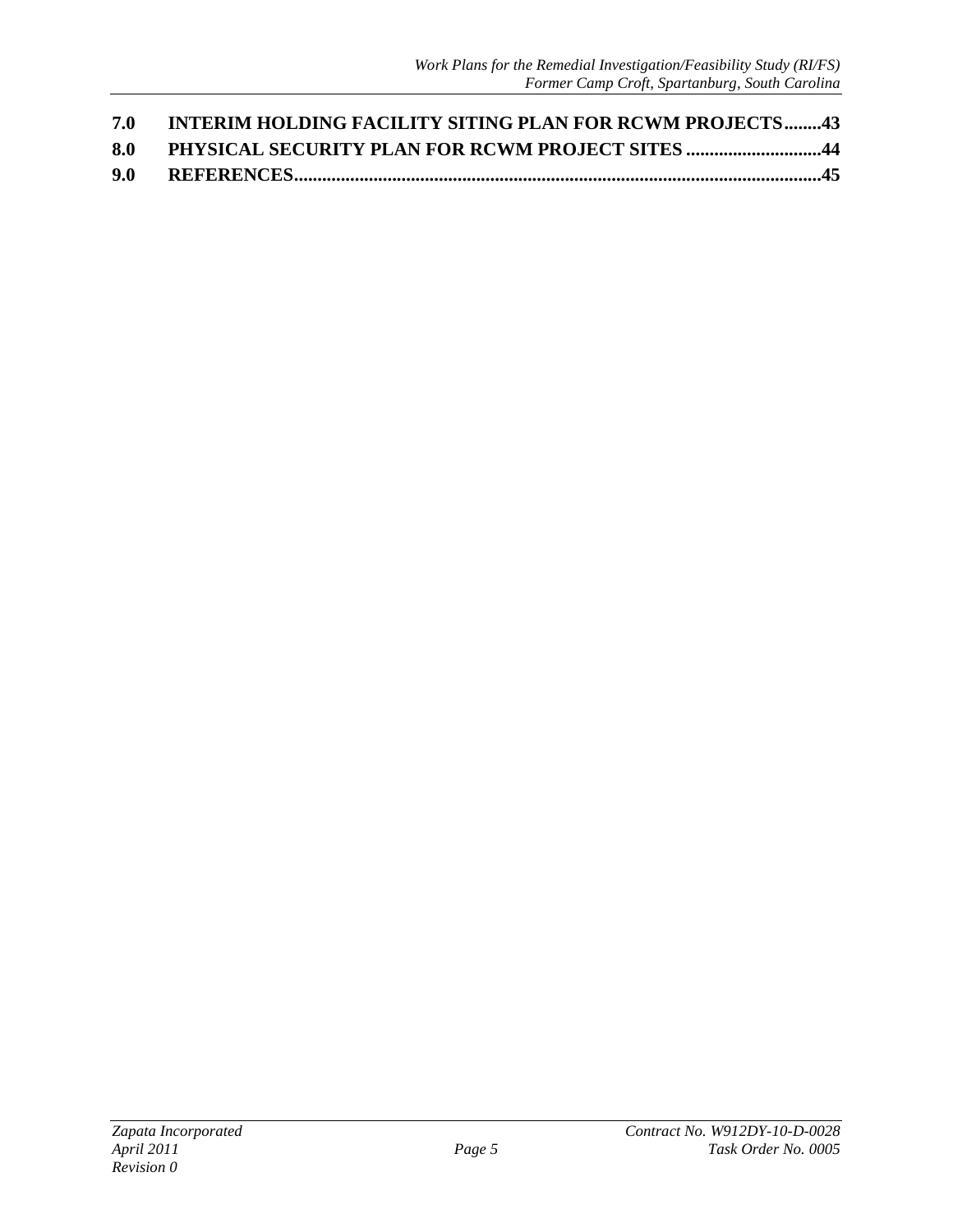**7.0 INTERIM HOLDING FACILITY SITING PLAN FOR RCWM PROJECTS........43**

**8.0 PHYSICAL SECURITY PLAN FOR RCWM PROJECT SITES .............................44**

**9.0 REFERENCES...............................................................................................................45**